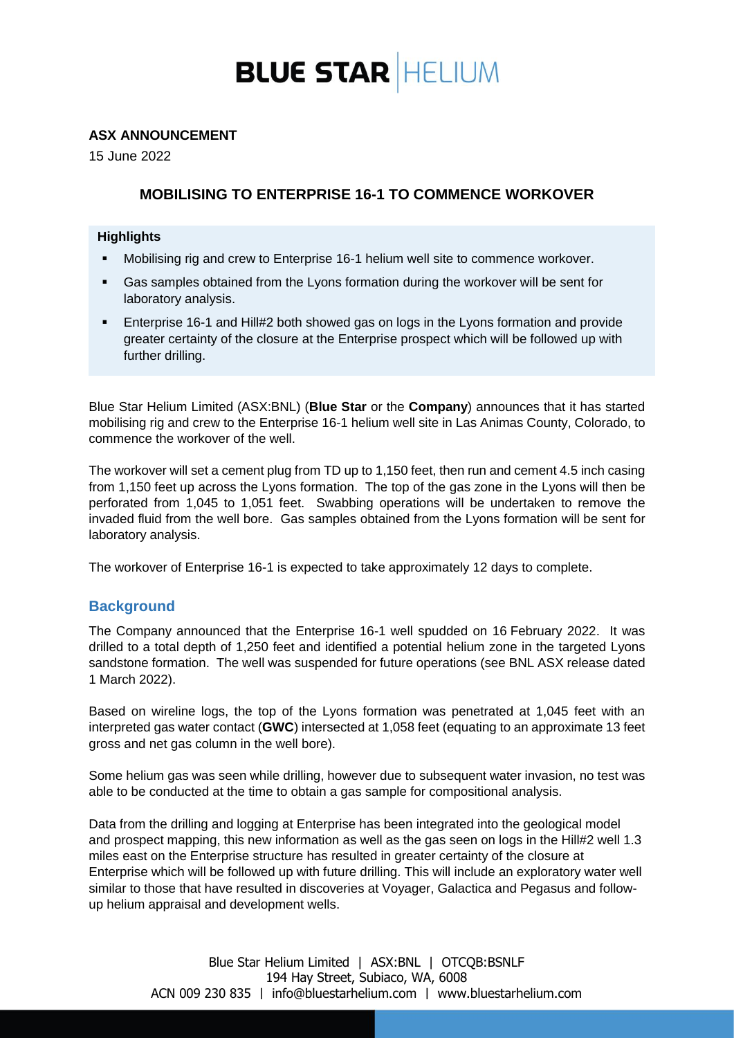# BLUE STAR HELIUM

**ASX ANNOUNCEMENT**

15 June 2022

## MOBILISING TO ENTERPRISE 16-1 TO COMMENCE WORKOVER

**Highlights**

- Mobilising rig and crew to Enterprise 16-1 helium well site to commence workover.
- Gas samples obtained from the Lyons formation during the workover will be sent for laboratory analysis.
- Enterprise 16-1 and Hill#2 both showed gas on logs in the Lyons formation and provide greater certainty of the closure at the Enterprise prospect which will be followed up with further drilling.

Blue Star Helium Limited (ASX:BNL) (**Blue Star** or the **Company**) announces that it has started mobilising rig and crew to the Enterprise 16-1 helium well site in Las Animas County, Colorado, to commence the workover of the well.

The workover will set a cement plug from TD up to 1,150 feet, then run and cement 4.5 inch casing from 1,150 feet up across the Lyons formation. The top of the gas zone in the Lyons will then be perforated from 1,045 to 1,051 feet. Swabbing operations will be undertaken to remove the invaded fluid from the well bore. Gas samples obtained from the Lyons formation will be sent for laboratory analysis.

The workover of Enterprise 16-1 is expected to take approximately 12 days to complete.

### Background

The Company announced that the Enterprise 16-1 well spudded on 16 February 2022. It was drilled to a total depth of 1,250 feet and identified a potential helium zone in the targeted Lyons sandstone formation. The well was suspended for future operations (see BNL ASX release dated 1 March 2022).

Based on wireline logs, the top of the Lyons formation was penetrated at 1,045 feet with an interpreted gas water contact (**GWC**) intersected at 1,058 feet (equating to an approximate 13 feet gross and net gas column in the well bore).

Some helium gas was seen while drilling, however due to subsequent water invasion, no test was able to be conducted at the time to obtain a gas sample for compositional analysis.

Data from the drilling and logging at Enterprise has been integrated into the geological model and prospect mapping, this new information as well as the gas seen on logs in the Hill#2 well 1.3 miles east on the Enterprise structure has resulted in greater certainty of the closure at Enterprise which will be followed up with future drilling. This will include an exploratory water well similar to those that have resulted in discoveries at Voyager, Galactica and Pegasus and follow-up helium appraisal and development wells.

Blue Star Helium Limited | ASX:BNL | OTCQB:BSNLF
194 Hay Street, Subiaco, WA, 6008
ACN 009 230 835 | info@bluestarhelium.com | www.bluestarhelium.com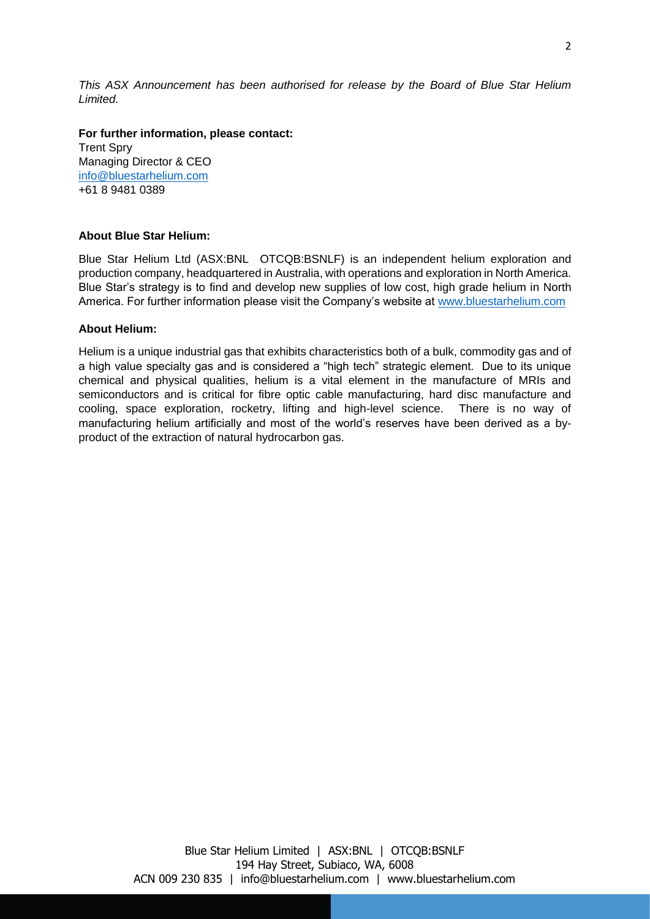*This ASX Announcement has been authorised for release by the Board of Blue Star Helium Limited.*

**For further information, please contact:**
Trent Spry
Managing Director & CEO
info@bluestarhelium.com
+61 8 9481 0389

**About Blue Star Helium:**

Blue Star Helium Ltd (ASX:BNL OTCQB:BSNLF) is an independent helium exploration and production company, headquartered in Australia, with operations and exploration in North America. Blue Star's strategy is to find and develop new supplies of low cost, high grade helium in North America. For further information please visit the Company's website at www.bluestarhelium.com

**About Helium:**

Helium is a unique industrial gas that exhibits characteristics both of a bulk, commodity gas and of a high value specialty gas and is considered a "high tech" strategic element. Due to its unique chemical and physical qualities, helium is a vital element in the manufacture of MRIs and semiconductors and is critical for fibre optic cable manufacturing, hard disc manufacture and cooling, space exploration, rocketry, lifting and high-level science. There is no way of manufacturing helium artificially and most of the world's reserves have been derived as a by-product of the extraction of natural hydrocarbon gas.